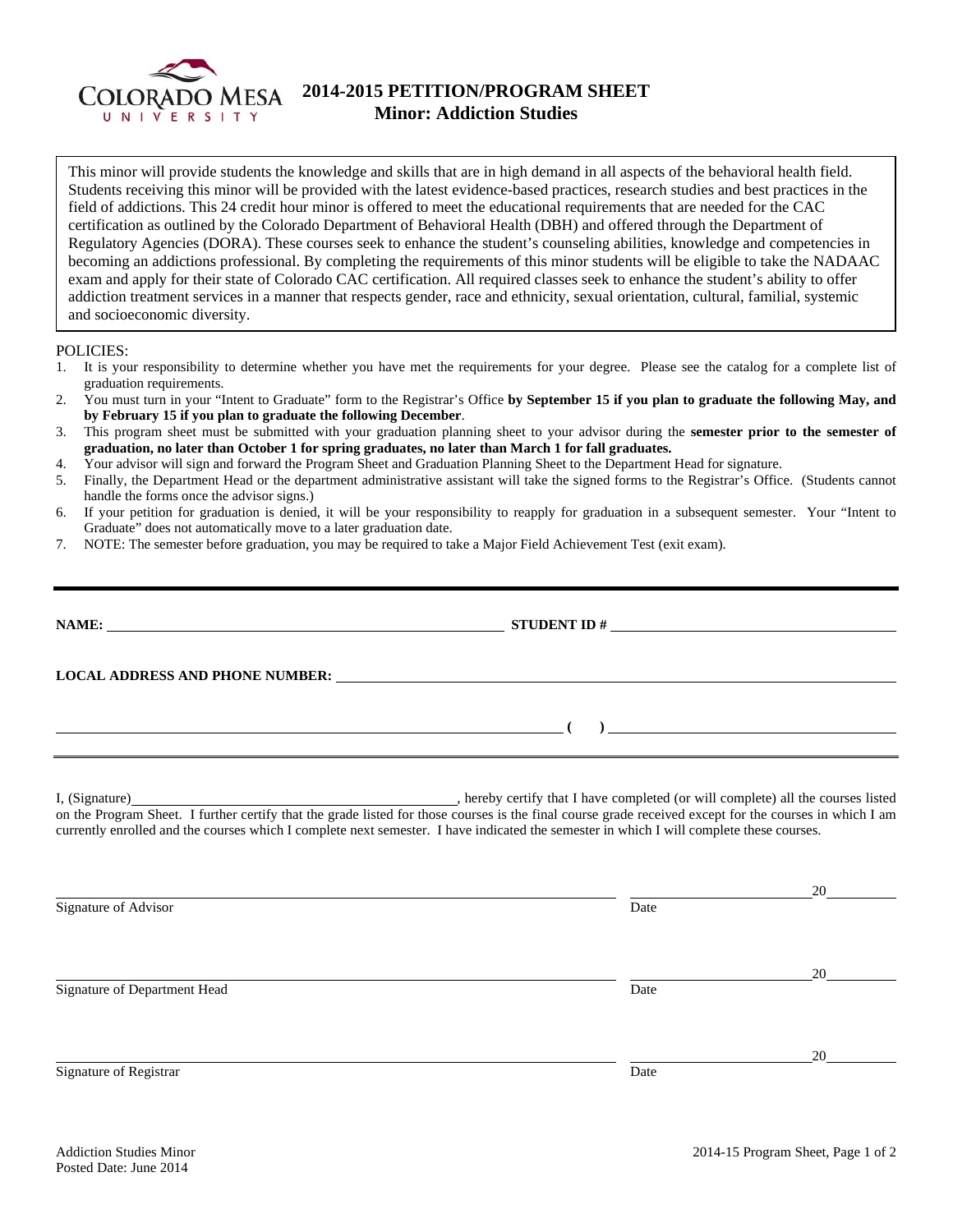# 2014-2015 PETITION/PROGRAM SHEET
## Minor: Addiction Studies

This minor will provide students the knowledge and skills that are in high demand in all aspects of the behavioral health field. Students receiving this minor will be provided with the latest evidence-based practices, research studies and best practices in the field of addictions. This 24 credit hour minor is offered to meet the educational requirements that are needed for the CAC certification as outlined by the Colorado Department of Behavioral Health (DBH) and offered through the Department of Regulatory Agencies (DORA). These courses seek to enhance the student's counseling abilities, knowledge and competencies in becoming an addictions professional. By completing the requirements of this minor students will be eligible to take the NADAAC exam and apply for their state of Colorado CAC certification. All required classes seek to enhance the student's ability to offer addiction treatment services in a manner that respects gender, race and ethnicity, sexual orientation, cultural, familial, systemic and socioeconomic diversity.

POLICIES:

1. It is your responsibility to determine whether you have met the requirements for your degree. Please see the catalog for a complete list of graduation requirements.
2. You must turn in your "Intent to Graduate" form to the Registrar's Office **by September 15 if you plan to graduate the following May, and by February 15 if you plan to graduate the following December**.
3. This program sheet must be submitted with your graduation planning sheet to your advisor during the **semester prior to the semester of graduation, no later than October 1 for spring graduates, no later than March 1 for fall graduates.**
4. Your advisor will sign and forward the Program Sheet and Graduation Planning Sheet to the Department Head for signature.
5. Finally, the Department Head or the department administrative assistant will take the signed forms to the Registrar's Office. (Students cannot handle the forms once the advisor signs.)
6. If your petition for graduation is denied, it will be your responsibility to reapply for graduation in a subsequent semester. Your "Intent to Graduate" does not automatically move to a later graduation date.
7. NOTE: The semester before graduation, you may be required to take a Major Field Achievement Test (exit exam).

---

**NAME:** ______________________________ **STUDENT ID #** ______________________________

**LOCAL ADDRESS AND PHONE NUMBER:** ______________________________

______________________________ **( )** ______________________________

---

I, (Signature)______________________________, hereby certify that I have completed (or will complete) all the courses listed on the Program Sheet. I further certify that the grade listed for those courses is the final course grade received except for the courses in which I am currently enrolled and the courses which I complete next semester. I have indicated the semester in which I will complete these courses.

______________________________ ______________ 20______
Signature of Advisor Date

______________________________ ______________ 20______
Signature of Department Head Date

______________________________ ______________ 20______
Signature of Registrar Date

Addiction Studies Minor
Posted Date: June 2014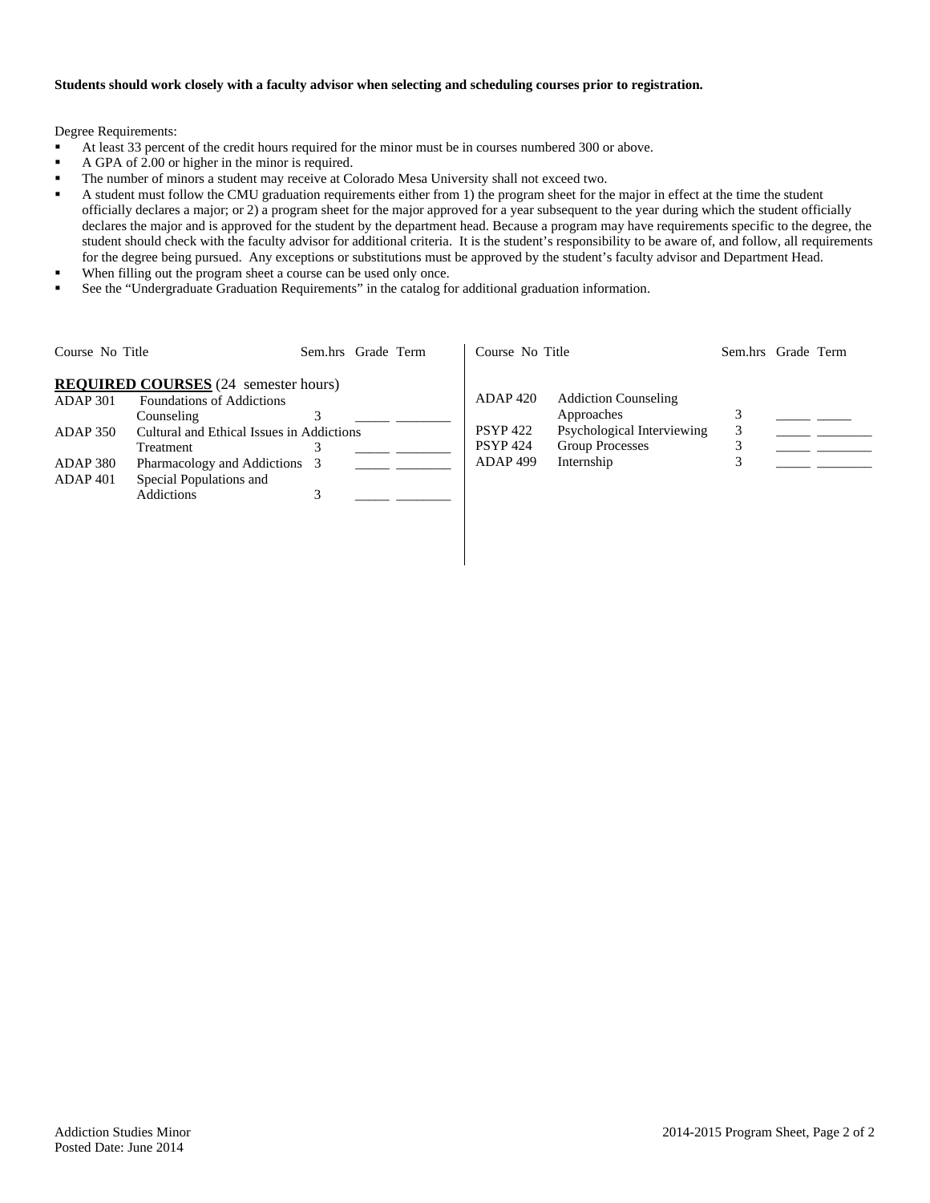**Students should work closely with a faculty advisor when selecting and scheduling courses prior to registration.**

Degree Requirements:

- At least 33 percent of the credit hours required for the minor must be in courses numbered 300 or above.
- A GPA of 2.00 or higher in the minor is required.
- The number of minors a student may receive at Colorado Mesa University shall not exceed two.
- A student must follow the CMU graduation requirements either from 1) the program sheet for the major in effect at the time the student officially declares a major; or 2) a program sheet for the major approved for a year subsequent to the year during which the student officially declares the major and is approved for the student by the department head. Because a program may have requirements specific to the degree, the student should check with the faculty advisor for additional criteria. It is the student's responsibility to be aware of, and follow, all requirements for the degree being pursued. Any exceptions or substitutions must be approved by the student's faculty advisor and Department Head.
- When filling out the program sheet a course can be used only once.
- See the "Undergraduate Graduation Requirements" in the catalog for additional graduation information.

**REQUIRED COURSES** (24 semester hours)

| Course No | Title | Sem.hrs | Grade | Term |
|---|---|---|---|---|
| ADAP 301 | Foundations of Addictions Counseling | 3 | _____ | ________ |
| ADAP 350 | Cultural and Ethical Issues in Addictions Treatment | 3 | _____ | ________ |
| ADAP 380 | Pharmacology and Addictions | 3 | _____ | ________ |
| ADAP 401 | Special Populations and Addictions | 3 | _____ | ________ |
| ADAP 420 | Addiction Counseling Approaches | 3 | _____ | _____ |
| PSYP 422 | Psychological Interviewing | 3 | _____ | ________ |
| PSYP 424 | Group Processes | 3 | _____ | ________ |
| ADAP 499 | Internship | 3 | _____ | ________ |

Addiction Studies Minor
Posted Date: June 2014